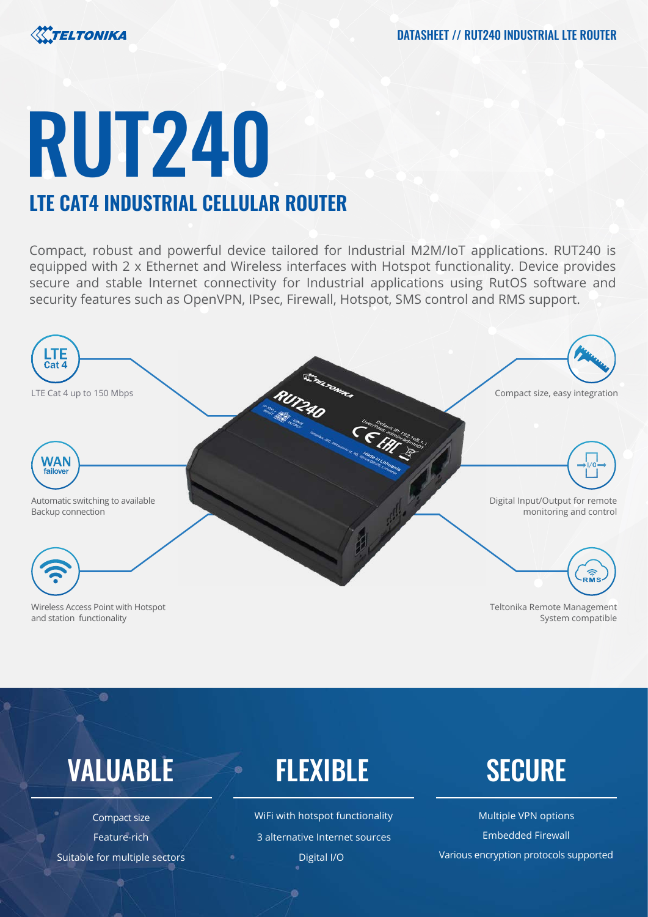# RUT240

## LTE CAT4 INDUSTRIAL CELLULAR ROUTER

Compact, robust and powerful device tailored for Industrial M2M/IoT applications. RUT240 is equipped with 2 x Ethernet and Wireless interfaces with Hotspot functionality. Device provides secure and stable Internet connectivity for Industrial applications using RutOS software and security features such as OpenVPN, IPsec, Firewall, Hotspot, SMS control and RMS support.

LTE Cat 4 up to 150 Mbps

Automatic switching to available Backup connection

Wireless Access Point with Hotspot and station functionality

Compact size, easy integration

Digital Input/Output for remote monitoring and control

Teltonika Remote Management System compatible

## VALUABLE

Compact size

Feature-rich

Suitable for multiple sectors

## FLEXIBLE

WiFi with hotspot functionality

3 alternative Internet sources

Digital I/O

## SECURE

Multiple VPN options

Embedded Firewall

Various encryption protocols supported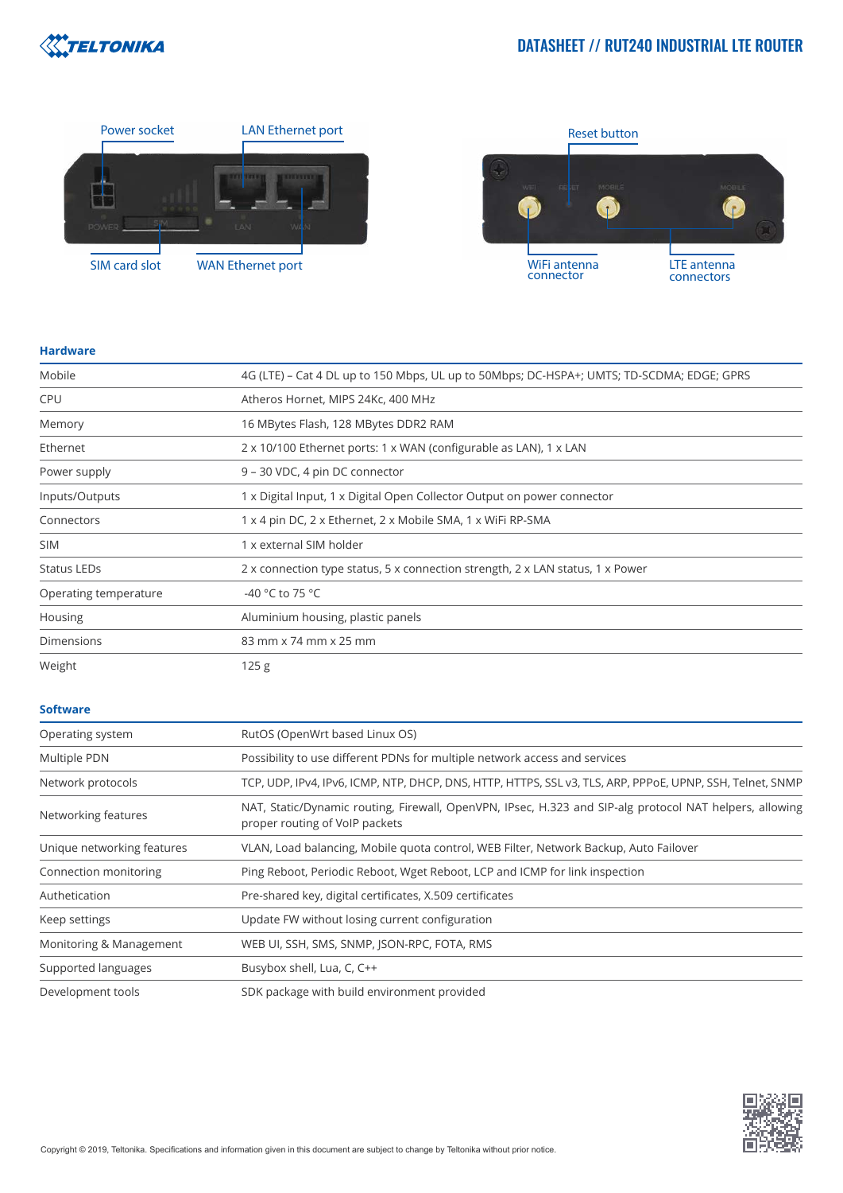Power socket

LAN Ethernet port

SIM card slot

WAN Ethernet port

Reset button

WiFi antenna connector

LTE antenna connectors

## Hardware

| | |
|---|---|
| Mobile | 4G (LTE) – Cat 4 DL up to 150 Mbps, UL up to 50Mbps; DC-HSPA+; UMTS; TD-SCDMA; EDGE; GPRS |
| CPU | Atheros Hornet, MIPS 24Kc, 400 MHz |
| Memory | 16 MBytes Flash, 128 MBytes DDR2 RAM |
| Ethernet | 2 x 10/100 Ethernet ports: 1 x WAN (configurable as LAN), 1 x LAN |
| Power supply | 9 – 30 VDC, 4 pin DC connector |
| Inputs/Outputs | 1 x Digital Input, 1 x Digital Open Collector Output on power connector |
| Connectors | 1 x 4 pin DC, 2 x Ethernet, 2 x Mobile SMA, 1 x WiFi RP-SMA |
| SIM | 1 x external SIM holder |
| Status LEDs | 2 x connection type status, 5 x connection strength, 2 x LAN status, 1 x Power |
| Operating temperature | -40 °C to 75 °C |
| Housing | Aluminium housing, plastic panels |
| Dimensions | 83 mm x 74 mm x 25 mm |
| Weight | 125 g |

## Software

| | |
|---|---|
| Operating system | RutOS (OpenWrt based Linux OS) |
| Multiple PDN | Possibility to use different PDNs for multiple network access and services |
| Network protocols | TCP, UDP, IPv4, IPv6, ICMP, NTP, DHCP, DNS, HTTP, HTTPS, SSL v3, TLS, ARP, PPPoE, UPNP, SSH, Telnet, SNMP |
| Networking features | NAT, Static/Dynamic routing, Firewall, OpenVPN, IPsec, H.323 and SIP-alg protocol NAT helpers, allowing proper routing of VoIP packets |
| Unique networking features | VLAN, Load balancing, Mobile quota control, WEB Filter, Network Backup, Auto Failover |
| Connection monitoring | Ping Reboot, Periodic Reboot, Wget Reboot, LCP and ICMP for link inspection |
| Authetication | Pre-shared key, digital certificates, X.509 certificates |
| Keep settings | Update FW without losing current configuration |
| Monitoring & Management | WEB UI, SSH, SMS, SNMP, JSON-RPC, FOTA, RMS |
| Supported languages | Busybox shell, Lua, C, C++ |
| Development tools | SDK package with build environment provided |

Copyright © 2019, Teltonika. Specifications and information given in this document are subject to change by Teltonika without prior notice.